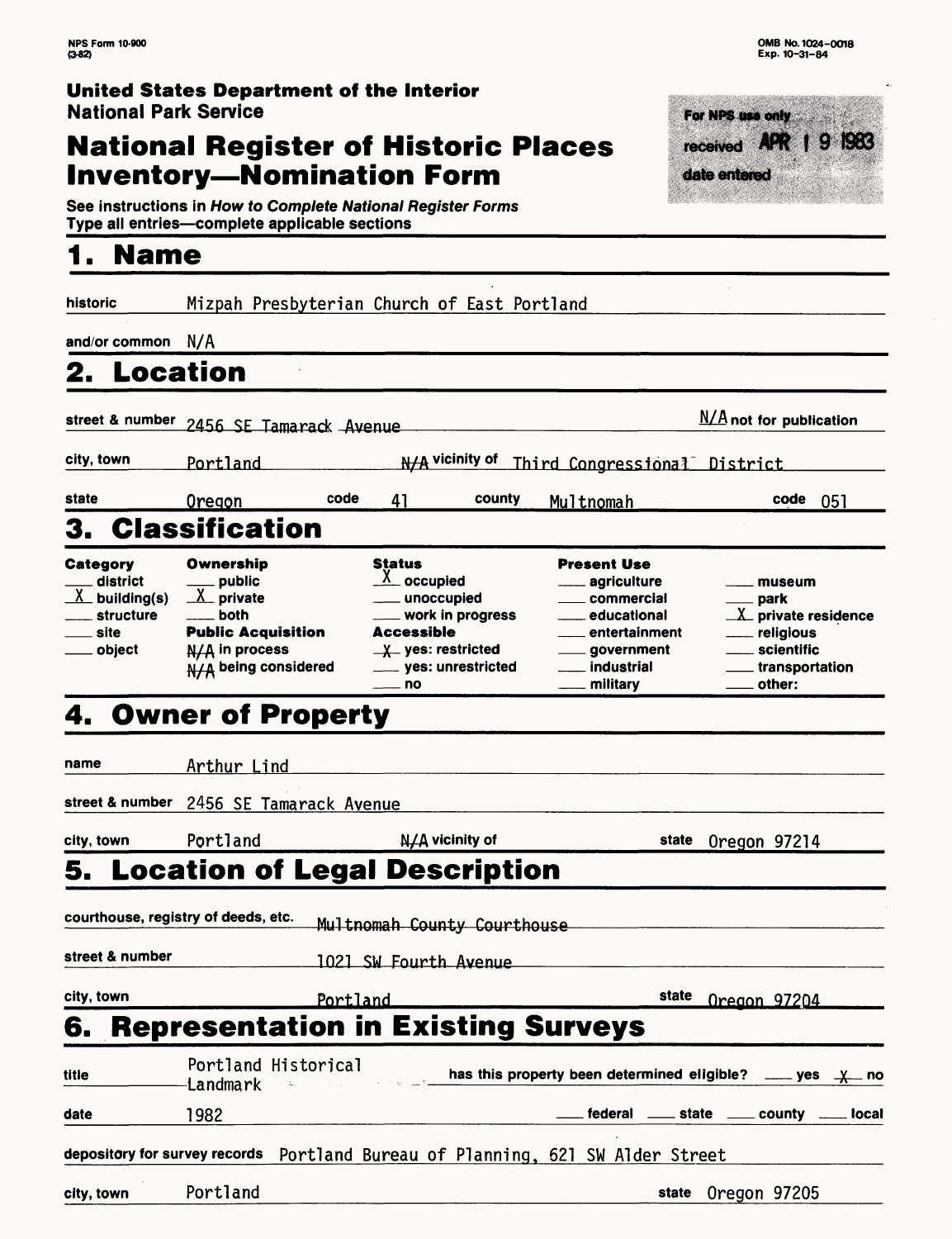NPS Form 10-900 (3-82)

OMB No. 1024-0018
Exp. 10-31-84

**United States Department of the Interior**
**National Park Service**

# National Register of Historic Places Inventory—Nomination Form

For NPS use only
received APR 19 1983
date entered

See instructions in *How to Complete National Register Forms*
Type all entries—complete applicable sections

## 1. Name

historic: Mizpah Presbyterian Church of East Portland

and/or common: N/A

## 2. Location

street & number: 2456 SE Tamarack Avenue — N/A not for publication

city, town: Portland — N/A vicinity of — Third Congressional District

state: Oregon — code 41 — county: Multnomah — code 051

## 3. Classification

| Category | Ownership | Status | Present Use | |
|---|---|---|---|---|
| ___ district | ___ public | X occupied | ___ agriculture | ___ museum |
| X building(s) | X private | ___ unoccupied | ___ commercial | ___ park |
| ___ structure | ___ both | ___ work in progress | ___ educational | X private residence |
| ___ site | **Public Acquisition** | **Accessible** | ___ entertainment | ___ religious |
| ___ object | N/A in process | X yes: restricted | ___ government | ___ scientific |
| | N/A being considered | ___ yes: unrestricted | ___ industrial | ___ transportation |
| | | ___ no | ___ military | ___ other: |

## 4. Owner of Property

name: Arthur Lind

street & number: 2456 SE Tamarack Avenue

city, town: Portland — N/A vicinity of — state: Oregon 97214

## 5. Location of Legal Description

courthouse, registry of deeds, etc.: Multnomah County Courthouse

street & number: 1021 SW Fourth Avenue

city, town: Portland — state: Oregon 97204

## 6. Representation in Existing Surveys

title: Portland Historical Landmark — has this property been determined eligible? ___ yes X no

date: 1982 — ___ federal ___ state ___ county ___ local

depository for survey records: Portland Bureau of Planning, 621 SW Alder Street

city, town: Portland — state: Oregon 97205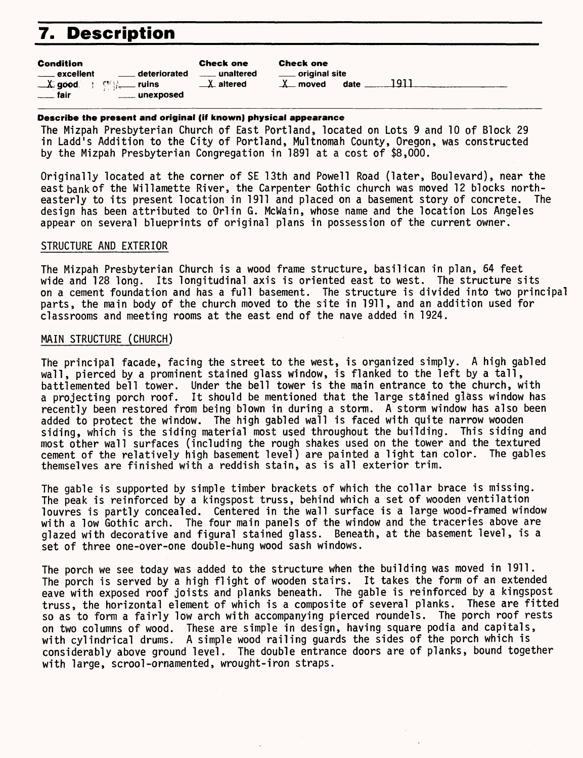# 7. Description

| Condition | | Check one | Check one |
|---|---|---|---|
| ___ excellent | ___ deteriorated | ___ unaltered | ___ original site |
| _X_ good | ___ ruins | _X_ altered | _X_ moved date 1911 |
| ___ fair | ___ unexposed | | |

**Describe the present and original (if known) physical appearance**

The Mizpah Presbyterian Church of East Portland, located on Lots 9 and 10 of Block 29 in Ladd's Addition to the City of Portland, Multnomah County, Oregon, was constructed by the Mizpah Presbyterian Congregation in 1891 at a cost of $8,000.

Originally located at the corner of SE 13th and Powell Road (later, Boulevard), near the east bank of the Willamette River, the Carpenter Gothic church was moved 12 blocks north-easterly to its present location in 1911 and placed on a basement story of concrete. The design has been attributed to Orlin G. McWain, whose name and the location Los Angeles appear on several blueprints of original plans in possession of the current owner.

STRUCTURE AND EXTERIOR

The Mizpah Presbyterian Church is a wood frame structure, basilican in plan, 64 feet wide and 128 long. Its longitudinal axis is oriented east to west. The structure sits on a cement foundation and has a full basement. The structure is divided into two principal parts, the main body of the church moved to the site in 1911, and an addition used for classrooms and meeting rooms at the east end of the nave added in 1924.

MAIN STRUCTURE (CHURCH)

The principal facade, facing the street to the west, is organized simply. A high gabled wall, pierced by a prominent stained glass window, is flanked to the left by a tall, battlemented bell tower. Under the bell tower is the main entrance to the church, with a projecting porch roof. It should be mentioned that the large stained glass window has recently been restored from being blown in during a storm. A storm window has also been added to protect the window. The high gabled wall is faced with quite narrow wooden siding, which is the siding material most used throughout the building. This siding and most other wall surfaces (including the rough shakes used on the tower and the textured cement of the relatively high basement level) are painted a light tan color. The gables themselves are finished with a reddish stain, as is all exterior trim.

The gable is supported by simple timber brackets of which the collar brace is missing. The peak is reinforced by a kingspost truss, behind which a set of wooden ventilation louvres is partly concealed. Centered in the wall surface is a large wood-framed window with a low Gothic arch. The four main panels of the window and the traceries above are glazed with decorative and figural stained glass. Beneath, at the basement level, is a set of three one-over-one double-hung wood sash windows.

The porch we see today was added to the structure when the building was moved in 1911. The porch is served by a high flight of wooden stairs. It takes the form of an extended eave with exposed roof joists and planks beneath. The gable is reinforced by a kingspost truss, the horizontal element of which is a composite of several planks. These are fitted so as to form a fairly low arch with accompanying pierced roundels. The porch roof rests on two columns of wood. These are simple in design, having square podia and capitals, with cylindrical drums. A simple wood railing guards the sides of the porch which is considerably above ground level. The double entrance doors are of planks, bound together with large, scrool-ornamented, wrought-iron straps.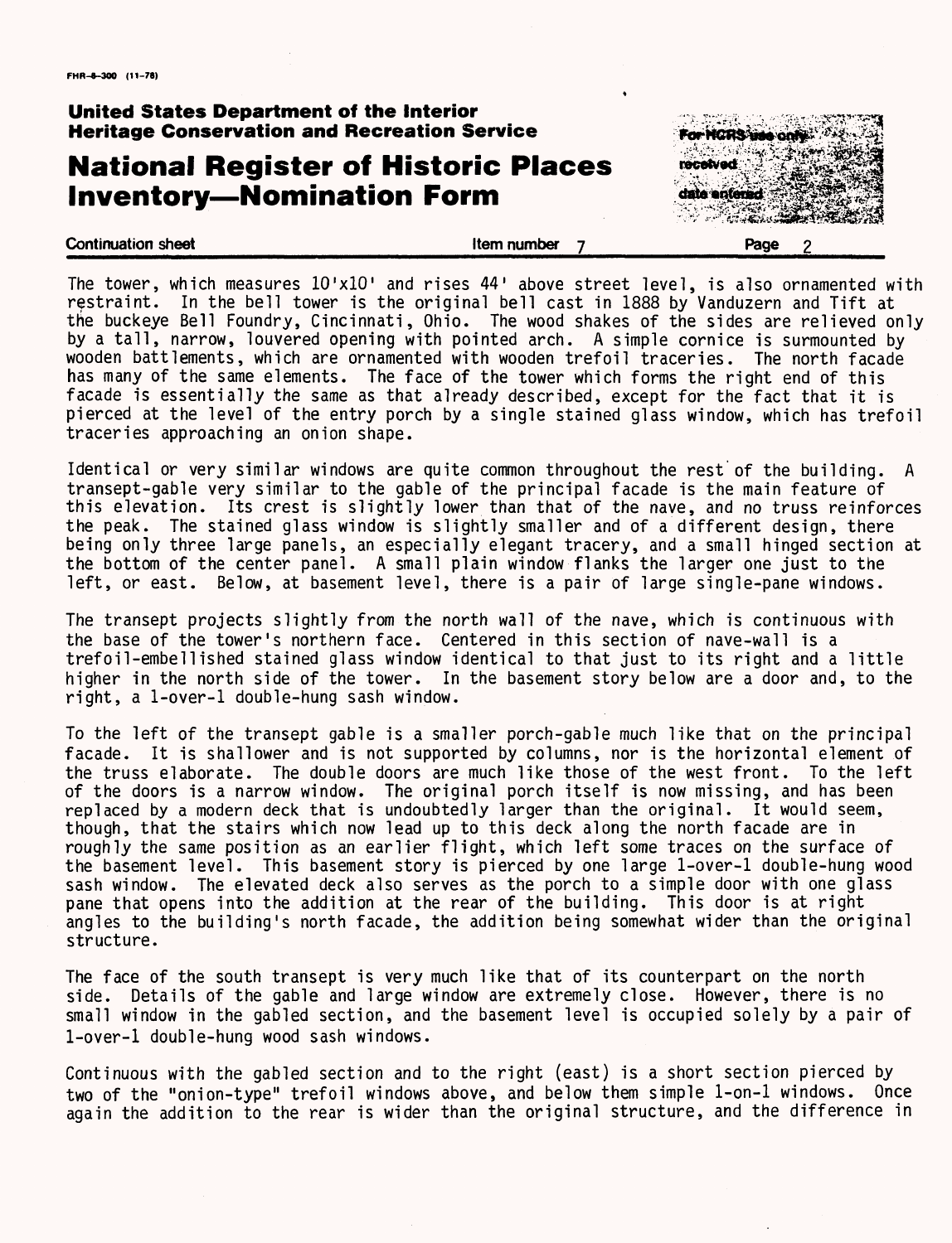The tower, which measures 10'x10' and rises 44' above street level, is also ornamented with restraint. In the bell tower is the original bell cast in 1888 by Vanduzern and Tift at the buckeye Bell Foundry, Cincinnati, Ohio. The wood shakes of the sides are relieved only by a tall, narrow, louvered opening with pointed arch. A simple cornice is surmounted by wooden battlements, which are ornamented with wooden trefoil traceries. The north facade has many of the same elements. The face of the tower which forms the right end of this facade is essentially the same as that already described, except for the fact that it is pierced at the level of the entry porch by a single stained glass window, which has trefoil traceries approaching an onion shape.

Identical or very similar windows are quite common throughout the rest of the building. A transept-gable very similar to the gable of the principal facade is the main feature of this elevation. Its crest is slightly lower than that of the nave, and no truss reinforces the peak. The stained glass window is slightly smaller and of a different design, there being only three large panels, an especially elegant tracery, and a small hinged section at the bottom of the center panel. A small plain window flanks the larger one just to the left, or east. Below, at basement level, there is a pair of large single-pane windows.

The transept projects slightly from the north wall of the nave, which is continuous with the base of the tower's northern face. Centered in this section of nave-wall is a trefoil-embellished stained glass window identical to that just to its right and a little higher in the north side of the tower. In the basement story below are a door and, to the right, a 1-over-1 double-hung sash window.

To the left of the transept gable is a smaller porch-gable much like that on the principal facade. It is shallower and is not supported by columns, nor is the horizontal element of the truss elaborate. The double doors are much like those of the west front. To the left of the doors is a narrow window. The original porch itself is now missing, and has been replaced by a modern deck that is undoubtedly larger than the original. It would seem, though, that the stairs which now lead up to this deck along the north facade are in roughly the same position as an earlier flight, which left some traces on the surface of the basement level. This basement story is pierced by one large 1-over-1 double-hung wood sash window. The elevated deck also serves as the porch to a simple door with one glass pane that opens into the addition at the rear of the building. This door is at right angles to the building's north facade, the addition being somewhat wider than the original structure.

The face of the south transept is very much like that of its counterpart on the north side. Details of the gable and large window are extremely close. However, there is no small window in the gabled section, and the basement level is occupied solely by a pair of 1-over-1 double-hung wood sash windows.

Continuous with the gabled section and to the right (east) is a short section pierced by two of the "onion-type" trefoil windows above, and below them simple 1-on-1 windows. Once again the addition to the rear is wider than the original structure, and the difference in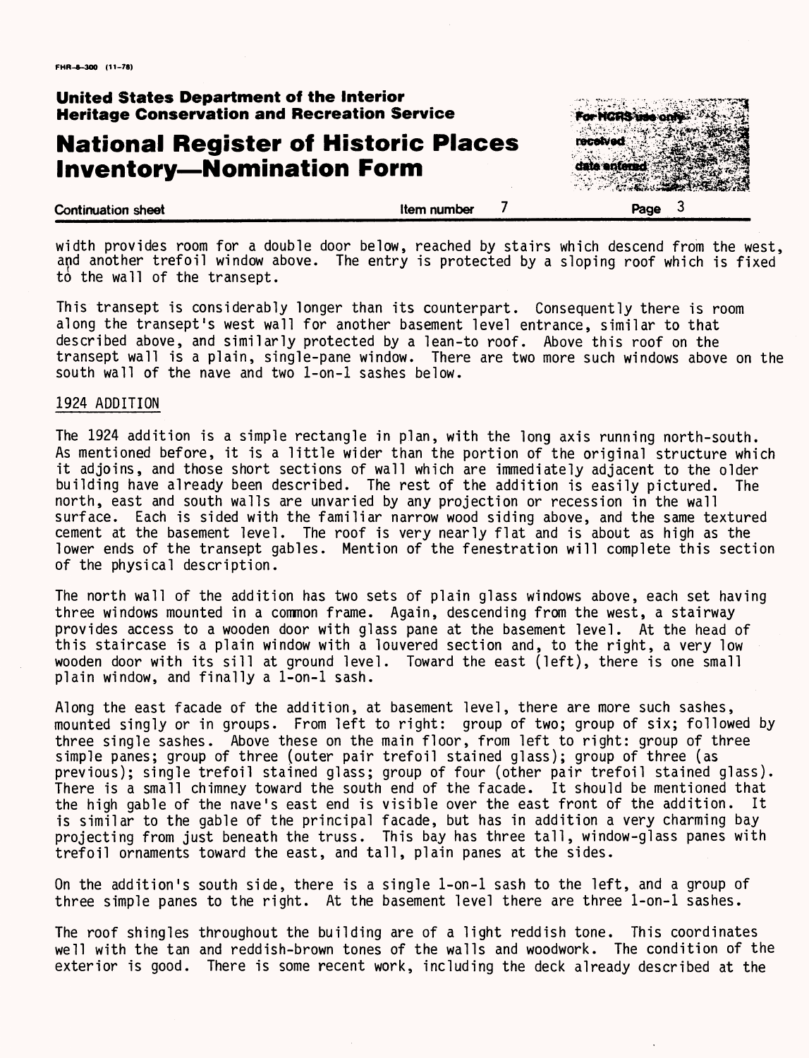width provides room for a double door below, reached by stairs which descend from the west, and another trefoil window above. The entry is protected by a sloping roof which is fixed to the wall of the transept.

This transept is considerably longer than its counterpart. Consequently there is room along the transept's west wall for another basement level entrance, similar to that described above, and similarly protected by a lean-to roof. Above this roof on the transept wall is a plain, single-pane window. There are two more such windows above on the south wall of the nave and two 1-on-1 sashes below.

## 1924 ADDITION

The 1924 addition is a simple rectangle in plan, with the long axis running north-south. As mentioned before, it is a little wider than the portion of the original structure which it adjoins, and those short sections of wall which are immediately adjacent to the older building have already been described. The rest of the addition is easily pictured. The north, east and south walls are unvaried by any projection or recession in the wall surface. Each is sided with the familiar narrow wood siding above, and the same textured cement at the basement level. The roof is very nearly flat and is about as high as the lower ends of the transept gables. Mention of the fenestration will complete this section of the physical description.

The north wall of the addition has two sets of plain glass windows above, each set having three windows mounted in a common frame. Again, descending from the west, a stairway provides access to a wooden door with glass pane at the basement level. At the head of this staircase is a plain window with a louvered section and, to the right, a very low wooden door with its sill at ground level. Toward the east (left), there is one small plain window, and finally a 1-on-1 sash.

Along the east facade of the addition, at basement level, there are more such sashes, mounted singly or in groups. From left to right: group of two; group of six; followed by three single sashes. Above these on the main floor, from left to right: group of three simple panes; group of three (outer pair trefoil stained glass); group of three (as previous); single trefoil stained glass; group of four (other pair trefoil stained glass). There is a small chimney toward the south end of the facade. It should be mentioned that the high gable of the nave's east end is visible over the east front of the addition. It is similar to the gable of the principal facade, but has in addition a very charming bay projecting from just beneath the truss. This bay has three tall, window-glass panes with trefoil ornaments toward the east, and tall, plain panes at the sides.

On the addition's south side, there is a single 1-on-1 sash to the left, and a group of three simple panes to the right. At the basement level there are three 1-on-1 sashes.

The roof shingles throughout the building are of a light reddish tone. This coordinates well with the tan and reddish-brown tones of the walls and woodwork. The condition of the exterior is good. There is some recent work, including the deck already described at the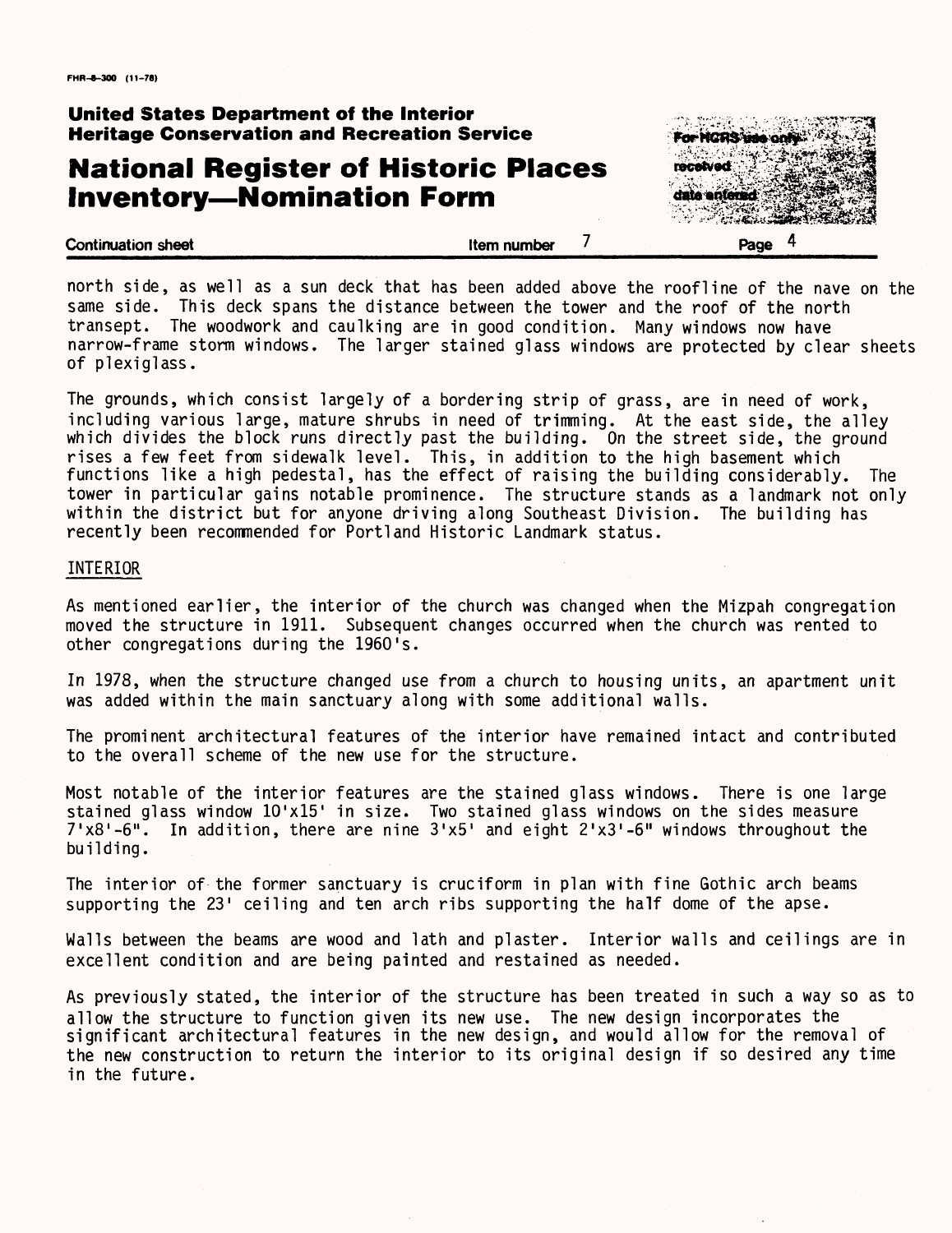north side, as well as a sun deck that has been added above the roofline of the nave on the same side. This deck spans the distance between the tower and the roof of the north transept. The woodwork and caulking are in good condition. Many windows now have narrow-frame storm windows. The larger stained glass windows are protected by clear sheets of plexiglass.

The grounds, which consist largely of a bordering strip of grass, are in need of work, including various large, mature shrubs in need of trimming. At the east side, the alley which divides the block runs directly past the building. On the street side, the ground rises a few feet from sidewalk level. This, in addition to the high basement which functions like a high pedestal, has the effect of raising the building considerably. The tower in particular gains notable prominence. The structure stands as a landmark not only within the district but for anyone driving along Southeast Division. The building has recently been recommended for Portland Historic Landmark status.

INTERIOR

As mentioned earlier, the interior of the church was changed when the Mizpah congregation moved the structure in 1911. Subsequent changes occurred when the church was rented to other congregations during the 1960's.

In 1978, when the structure changed use from a church to housing units, an apartment unit was added within the main sanctuary along with some additional walls.

The prominent architectural features of the interior have remained intact and contributed to the overall scheme of the new use for the structure.

Most notable of the interior features are the stained glass windows. There is one large stained glass window 10'x15' in size. Two stained glass windows on the sides measure 7'x8'-6". In addition, there are nine 3'x5' and eight 2'x3'-6" windows throughout the building.

The interior of the former sanctuary is cruciform in plan with fine Gothic arch beams supporting the 23' ceiling and ten arch ribs supporting the half dome of the apse.

Walls between the beams are wood and lath and plaster. Interior walls and ceilings are in excellent condition and are being painted and restained as needed.

As previously stated, the interior of the structure has been treated in such a way so as to allow the structure to function given its new use. The new design incorporates the significant architectural features in the new design, and would allow for the removal of the new construction to return the interior to its original design if so desired any time in the future.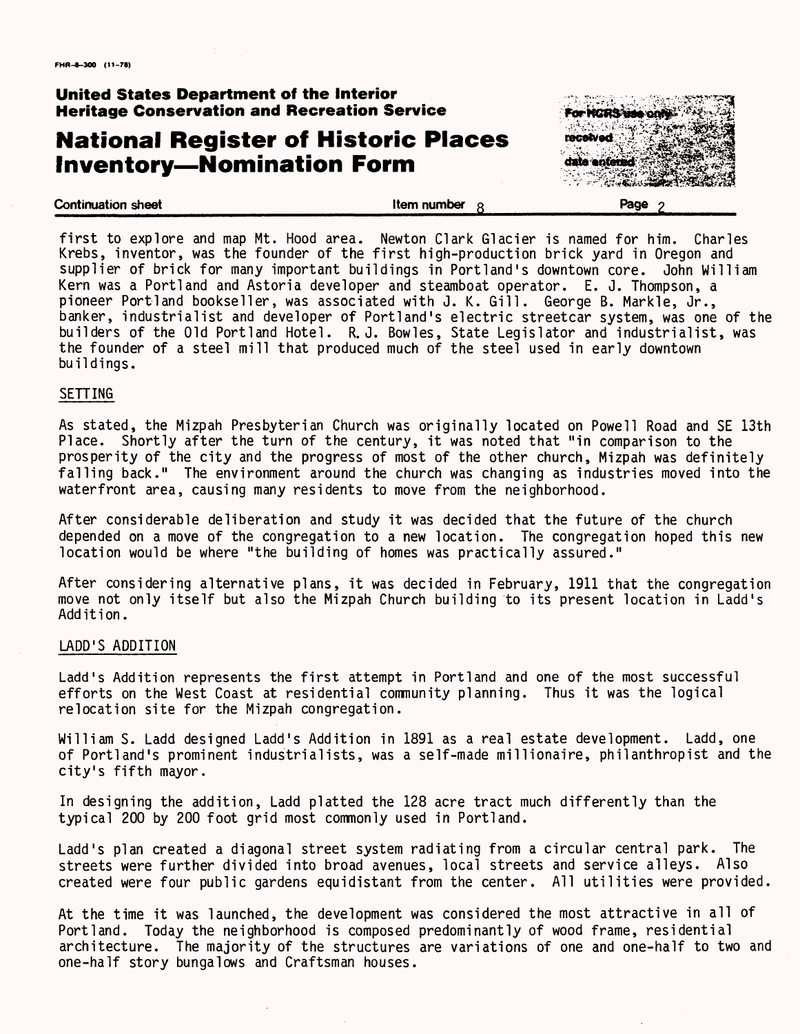first to explore and map Mt. Hood area. Newton Clark Glacier is named for him. Charles Krebs, inventor, was the founder of the first high-production brick yard in Oregon and supplier of brick for many important buildings in Portland's downtown core. John William Kern was a Portland and Astoria developer and steamboat operator. E. J. Thompson, a pioneer Portland bookseller, was associated with J. K. Gill. George B. Markle, Jr., banker, industrialist and developer of Portland's electric streetcar system, was one of the builders of the Old Portland Hotel. R. J. Bowles, State Legislator and industrialist, was the founder of a steel mill that produced much of the steel used in early downtown buildings.

SETTING

As stated, the Mizpah Presbyterian Church was originally located on Powell Road and SE 13th Place. Shortly after the turn of the century, it was noted that "in comparison to the prosperity of the city and the progress of most of the other church, Mizpah was definitely falling back." The environment around the church was changing as industries moved into the waterfront area, causing many residents to move from the neighborhood.

After considerable deliberation and study it was decided that the future of the church depended on a move of the congregation to a new location. The congregation hoped this new location would be where "the building of homes was practically assured."

After considering alternative plans, it was decided in February, 1911 that the congregation move not only itself but also the Mizpah Church building to its present location in Ladd's Addition.

LADD'S ADDITION

Ladd's Addition represents the first attempt in Portland and one of the most successful efforts on the West Coast at residential community planning. Thus it was the logical relocation site for the Mizpah congregation.

William S. Ladd designed Ladd's Addition in 1891 as a real estate development. Ladd, one of Portland's prominent industrialists, was a self-made millionaire, philanthropist and the city's fifth mayor.

In designing the addition, Ladd platted the 128 acre tract much differently than the typical 200 by 200 foot grid most commonly used in Portland.

Ladd's plan created a diagonal street system radiating from a circular central park. The streets were further divided into broad avenues, local streets and service alleys. Also created were four public gardens equidistant from the center. All utilities were provided.

At the time it was launched, the development was considered the most attractive in all of Portland. Today the neighborhood is composed predominantly of wood frame, residential architecture. The majority of the structures are variations of one and one-half to two and one-half story bungalows and Craftsman houses.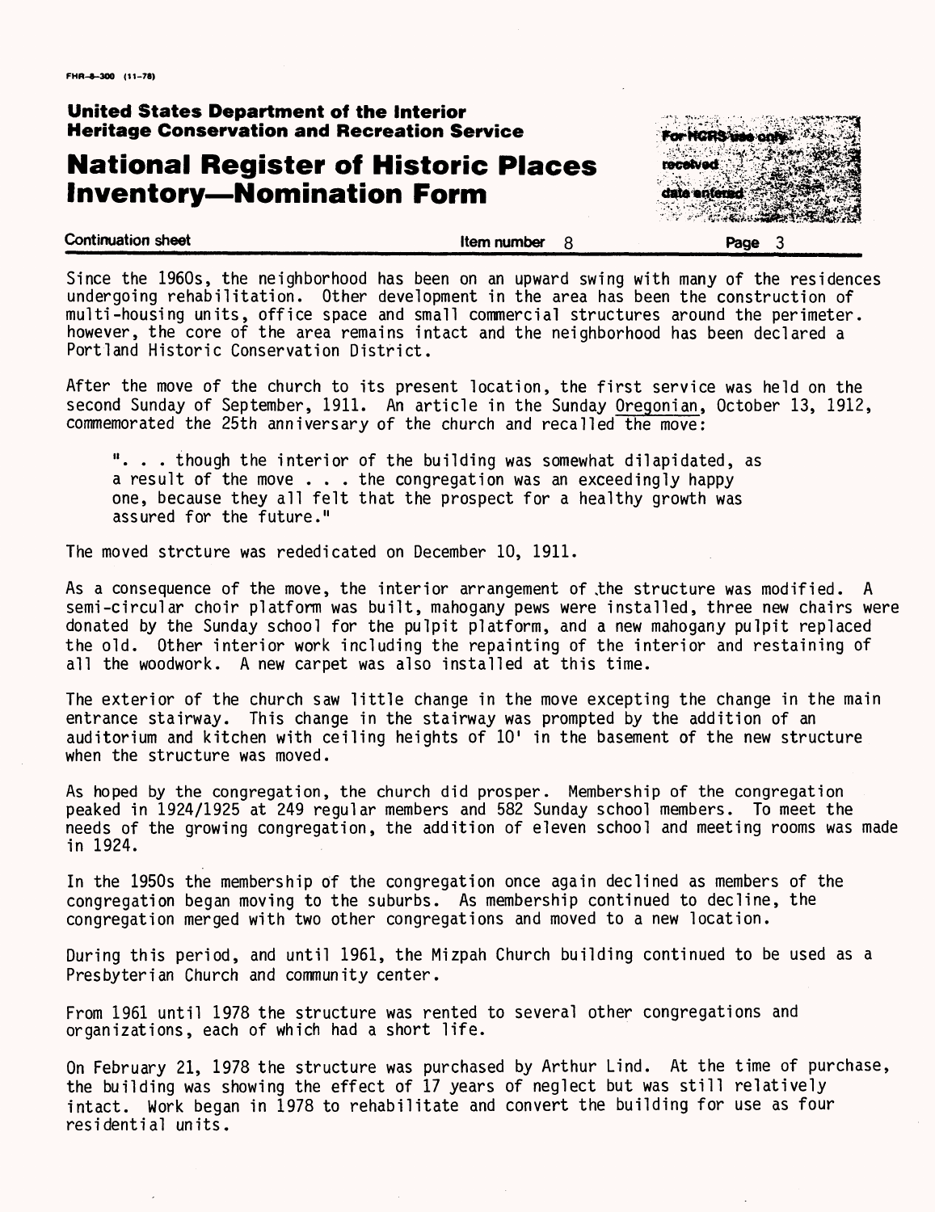Since the 1960s, the neighborhood has been on an upward swing with many of the residences undergoing rehabilitation. Other development in the area has been the construction of multi-housing units, office space and small commercial structures around the perimeter. however, the core of the area remains intact and the neighborhood has been declared a Portland Historic Conservation District.

After the move of the church to its present location, the first service was held on the second Sunday of September, 1911. An article in the Sunday Oregonian, October 13, 1912, commemorated the 25th anniversary of the church and recalled the move:

> ". . . though the interior of the building was somewhat dilapidated, as a result of the move . . . the congregation was an exceedingly happy one, because they all felt that the prospect for a healthy growth was assured for the future."

The moved strcture was rededicated on December 10, 1911.

As a consequence of the move, the interior arrangement of the structure was modified. A semi-circular choir platform was built, mahogany pews were installed, three new chairs were donated by the Sunday school for the pulpit platform, and a new mahogany pulpit replaced the old. Other interior work including the repainting of the interior and restaining of all the woodwork. A new carpet was also installed at this time.

The exterior of the church saw little change in the move excepting the change in the main entrance stairway. This change in the stairway was prompted by the addition of an auditorium and kitchen with ceiling heights of 10' in the basement of the new structure when the structure was moved.

As hoped by the congregation, the church did prosper. Membership of the congregation peaked in 1924/1925 at 249 regular members and 582 Sunday school members. To meet the needs of the growing congregation, the addition of eleven school and meeting rooms was made in 1924.

In the 1950s the membership of the congregation once again declined as members of the congregation began moving to the suburbs. As membership continued to decline, the congregation merged with two other congregations and moved to a new location.

During this period, and until 1961, the Mizpah Church building continued to be used as a Presbyterian Church and community center.

From 1961 until 1978 the structure was rented to several other congregations and organizations, each of which had a short life.

On February 21, 1978 the structure was purchased by Arthur Lind. At the time of purchase, the building was showing the effect of 17 years of neglect but was still relatively intact. Work began in 1978 to rehabilitate and convert the building for use as four residential units.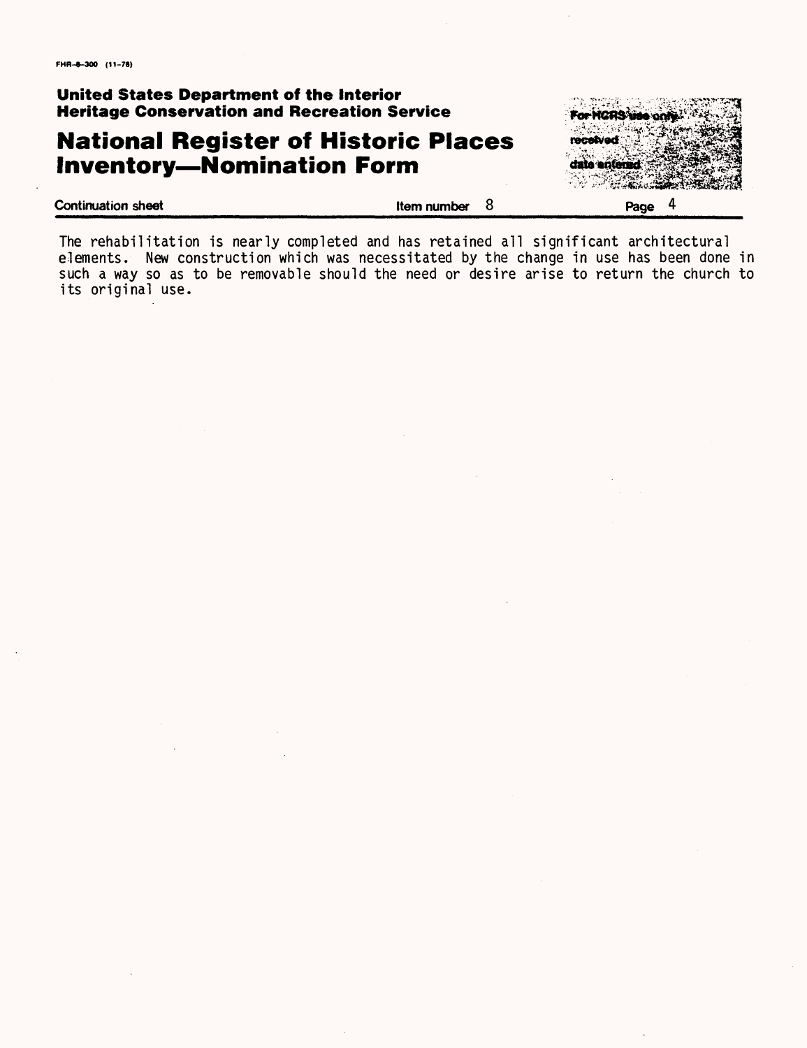The rehabilitation is nearly completed and has retained all significant architectural elements. New construction which was necessitated by the change in use has been done in such a way so as to be removable should the need or desire arise to return the church to its original use.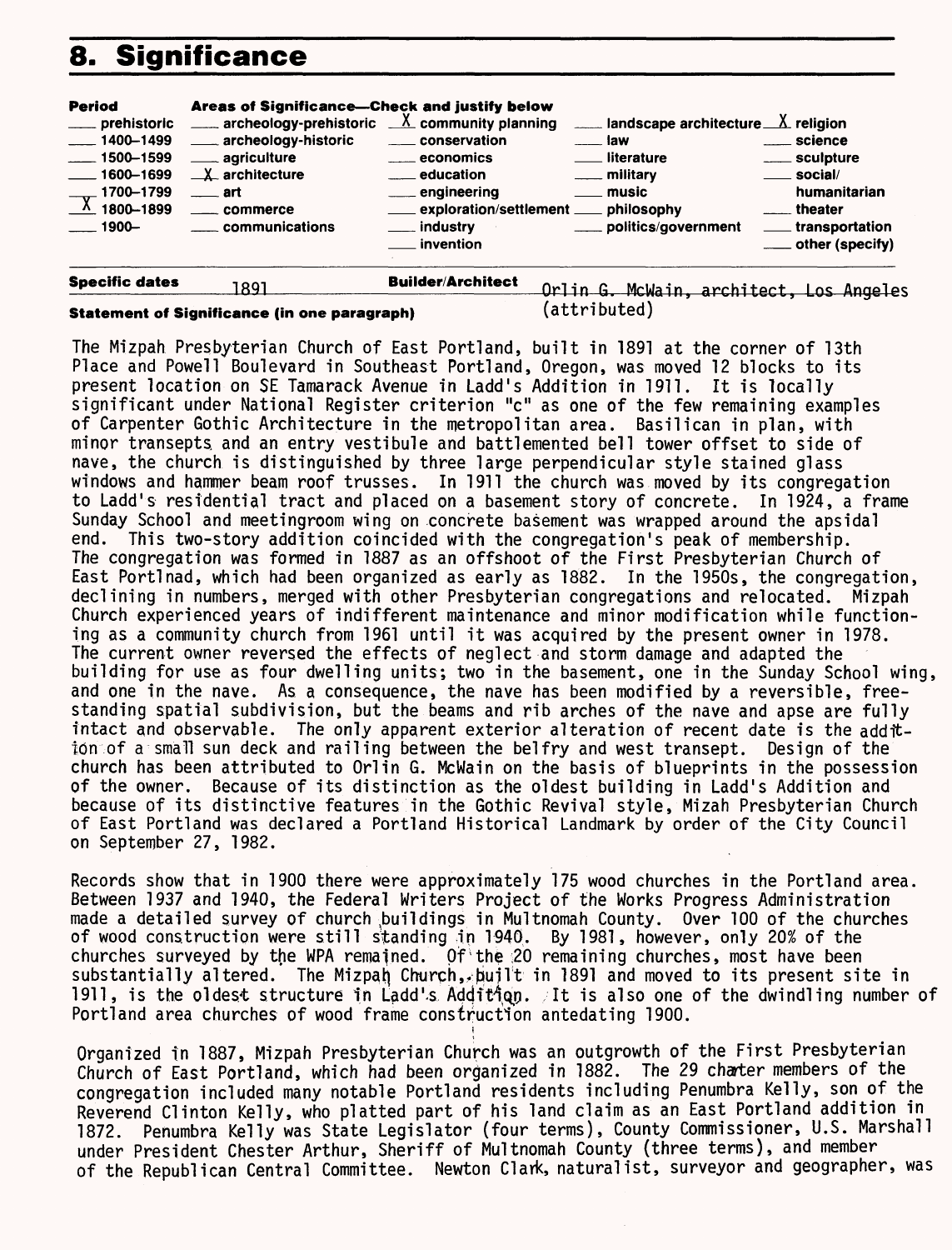# 8. Significance

| Period | Areas of Significance—Check and justify below | | | |
|---|---|---|---|---|
| ___ prehistoric | ___ archeology-prehistoric | X community planning | ___ landscape architecture | X religion |
| ___ 1400–1499 | ___ archeology-historic | ___ conservation | ___ law | ___ science |
| ___ 1500–1599 | ___ agriculture | ___ economics | ___ literature | ___ sculpture |
| ___ 1600–1699 | X architecture | ___ education | ___ military | ___ social/humanitarian |
| ___ 1700–1799 | ___ art | ___ engineering | ___ music | ___ theater |
| X 1800–1899 | ___ commerce | ___ exploration/settlement | ___ philosophy | ___ transportation |
| ___ 1900– | ___ communications | ___ industry | ___ politics/government | ___ other (specify) |
| | | ___ invention | | |

**Specific dates** 1891 **Builder/Architect** Orlin G. McWain, architect, Los Angeles (attributed)

**Statement of Significance (in one paragraph)**

The Mizpah Presbyterian Church of East Portland, built in 1891 at the corner of 13th Place and Powell Boulevard in Southeast Portland, Oregon, was moved 12 blocks to its present location on SE Tamarack Avenue in Ladd's Addition in 1911. It is locally significant under National Register criterion "c" as one of the few remaining examples of Carpenter Gothic Architecture in the metropolitan area. Basilican in plan, with minor transepts and an entry vestibule and battlemented bell tower offset to side of nave, the church is distinguished by three large perpendicular style stained glass windows and hammer beam roof trusses. In 1911 the church was moved by its congregation to Ladd's residential tract and placed on a basement story of concrete. In 1924, a frame Sunday School and meetingroom wing on concrete basement was wrapped around the apsidal end. This two-story addition coincided with the congregation's peak of membership. The congregation was formed in 1887 as an offshoot of the First Presbyterian Church of East Portlnad, which had been organized as early as 1882. In the 1950s, the congregation, declining in numbers, merged with other Presbyterian congregations and relocated. Mizpah Church experienced years of indifferent maintenance and minor modification while functioning as a community church from 1961 until it was acquired by the present owner in 1978. The current owner reversed the effects of neglect and storm damage and adapted the building for use as four dwelling units; two in the basement, one in the Sunday School wing, and one in the nave. As a consequence, the nave has been modified by a reversible, free-standing spatial subdivision, but the beams and rib arches of the nave and apse are fully intact and observable. The only apparent exterior alteration of recent date is the addition of a small sun deck and railing between the belfry and west transept. Design of the church has been attributed to Orlin G. McWain on the basis of blueprints in the possession of the owner. Because of its distinction as the oldest building in Ladd's Addition and because of its distinctive features in the Gothic Revival style, Mizah Presbyterian Church of East Portland was declared a Portland Historical Landmark by order of the City Council on September 27, 1982.

Records show that in 1900 there were approximately 175 wood churches in the Portland area. Between 1937 and 1940, the Federal Writers Project of the Works Progress Administration made a detailed survey of church buildings in Multnomah County. Over 100 of the churches of wood construction were still standing in 1940. By 1981, however, only 20% of the churches surveyed by the WPA remained. Of the 20 remaining churches, most have been substantially altered. The Mizpah Church, built in 1891 and moved to its present site in 1911, is the oldest structure in Ladd's Addition. It is also one of the dwindling number of Portland area churches of wood frame construction antedating 1900.

Organized in 1887, Mizpah Presbyterian Church was an outgrowth of the First Presbyterian Church of East Portland, which had been organized in 1882. The 29 charter members of the congregation included many notable Portland residents including Penumbra Kelly, son of the Reverend Clinton Kelly, who platted part of his land claim as an East Portland addition in 1872. Penumbra Kelly was State Legislator (four terms), County Commissioner, U.S. Marshall under President Chester Arthur, Sheriff of Multnomah County (three terms), and member of the Republican Central Committee. Newton Clark, naturalist, surveyor and geographer, was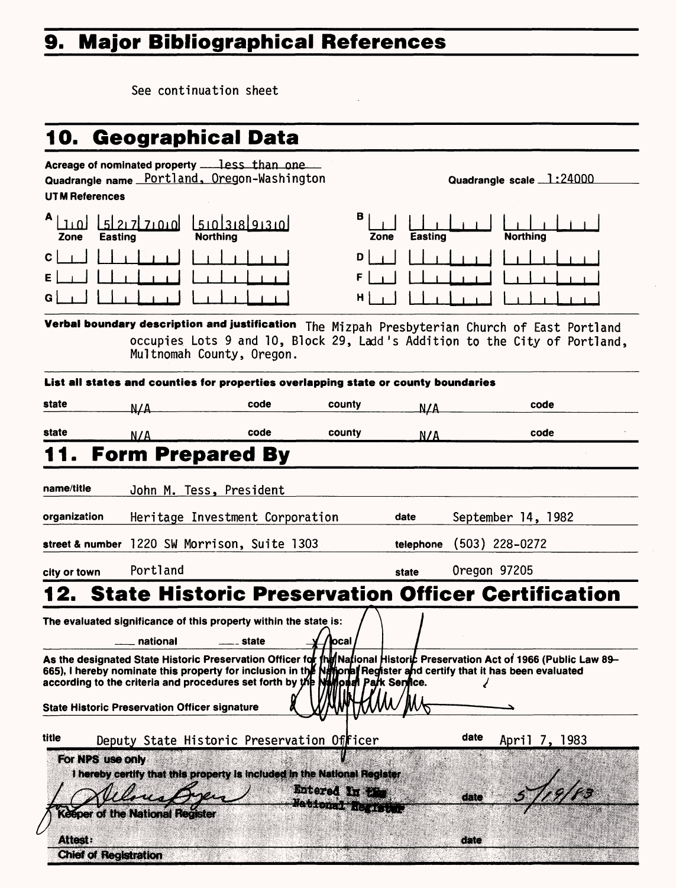# 9. Major Bibliographical References

See continuation sheet

# 10. Geographical Data

Acreage of nominated property less than one

Quadrangle name Portland, Oregon-Washington

Quadrangle scale 1:24000

UTM References

| | Zone | Easting | Northing | | Zone | Easting | Northing |
|---|---|---|---|---|---|---|---|
| A | 10 | 527700 | 5038930 | B | | | |
| C | | | | D | | | |
| E | | | | F | | | |
| G | | | | H | | | |

**Verbal boundary description and justification** The Mizpah Presbyterian Church of East Portland occupies Lots 9 and 10, Block 29, Ladd's Addition to the City of Portland, Multnomah County, Oregon.

**List all states and counties for properties overlapping state or county boundaries**

| state | | code | county | | code |
|---|---|---|---|---|---|
| state | N/A | code | county | N/A | code |
| state | N/A | code | county | N/A | code |

# 11. Form Prepared By

name/title John M. Tess, President

organization Heritage Investment Corporation — date September 14, 1982

street & number 1220 SW Morrison, Suite 1303 — telephone (503) 228-0272

city or town Portland — state Oregon 97205

# 12. State Historic Preservation Officer Certification

The evaluated significance of this property within the state is:

___ national ___ state X local

As the designated State Historic Preservation Officer for the National Historic Preservation Act of 1966 (Public Law 89–665), I hereby nominate this property for inclusion in the National Register and certify that it has been evaluated according to the criteria and procedures set forth by the National Park Service.

State Historic Preservation Officer signature

title Deputy State Historic Preservation Officer — date April 7, 1983

**For NPS use only**

I hereby certify that this property is included in the National Register

Entered In the National Register

for Keeper of the National Register — date 5/19/83

Attest: — date

Chief of Registration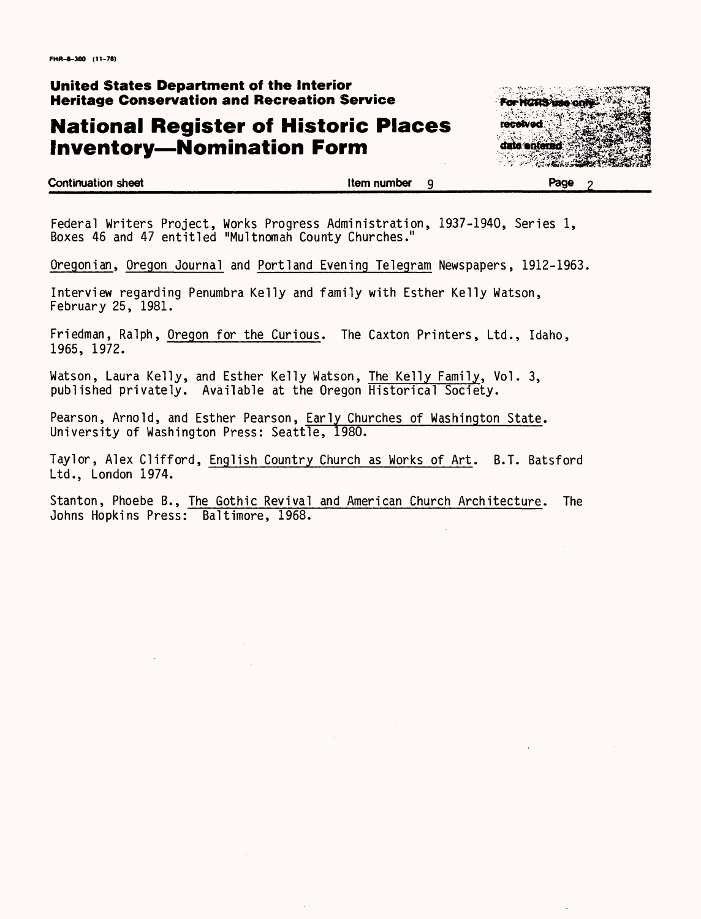Federal Writers Project, Works Progress Administration, 1937-1940, Series 1, Boxes 46 and 47 entitled "Multnomah County Churches."

Oregonian, Oregon Journal and Portland Evening Telegram Newspapers, 1912-1963.

Interview regarding Penumbra Kelly and family with Esther Kelly Watson, February 25, 1981.

Friedman, Ralph, Oregon for the Curious. The Caxton Printers, Ltd., Idaho, 1965, 1972.

Watson, Laura Kelly, and Esther Kelly Watson, The Kelly Family, Vol. 3, published privately. Available at the Oregon Historical Society.

Pearson, Arnold, and Esther Pearson, Early Churches of Washington State. University of Washington Press: Seattle, 1980.

Taylor, Alex Clifford, English Country Church as Works of Art. B.T. Batsford Ltd., London 1974.

Stanton, Phoebe B., The Gothic Revival and American Church Architecture. The Johns Hopkins Press: Baltimore, 1968.